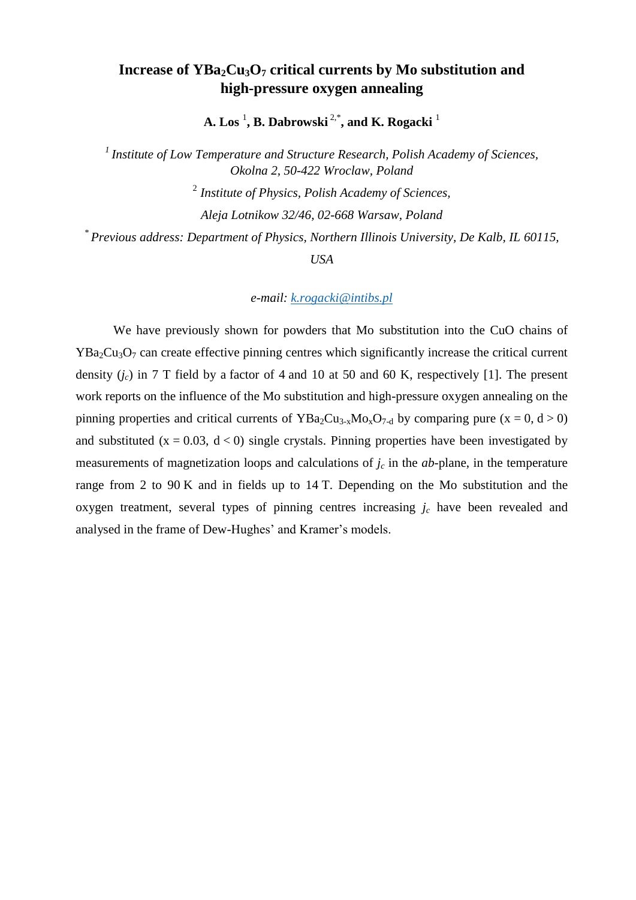# Increase of $YBa_2Cu_3O_7$ critical currents by Mo substitution and high-pressure oxygen annealing

**A. Los [1], B. Dabrowski [2,*], and K. Rogacki [1]**

[1] *Institute of Low Temperature and Structure Research, Polish Academy of Sciences, Okolna 2, 50-422 Wroclaw, Poland*

[2] *Institute of Physics, Polish Academy of Sciences, Aleja Lotnikow 32/46, 02-668 Warsaw, Poland*

[*] *Previous address: Department of Physics, Northern Illinois University, De Kalb, IL 60115, USA*

*e-mail: k.rogacki@intibs.pl*

We have previously shown for powders that Mo substitution into the CuO chains of $YBa_2Cu_3O_7$ can create effective pinning centres which significantly increase the critical current density ($j_c$) in 7 T field by a factor of 4 and 10 at 50 and 60 K, respectively [1]. The present work reports on the influence of the Mo substitution and high-pressure oxygen annealing on the pinning properties and critical currents of $YBa_2Cu_{3-x}Mo_xO_{7-d}$ by comparing pure ($x = 0$, $d > 0$) and substituted ($x = 0.03$, $d < 0$) single crystals. Pinning properties have been investigated by measurements of magnetization loops and calculations of $j_c$ in the *ab*-plane, in the temperature range from 2 to 90 K and in fields up to 14 T. Depending on the Mo substitution and the oxygen treatment, several types of pinning centres increasing $j_c$ have been revealed and analysed in the frame of Dew-Hughes' and Kramer's models.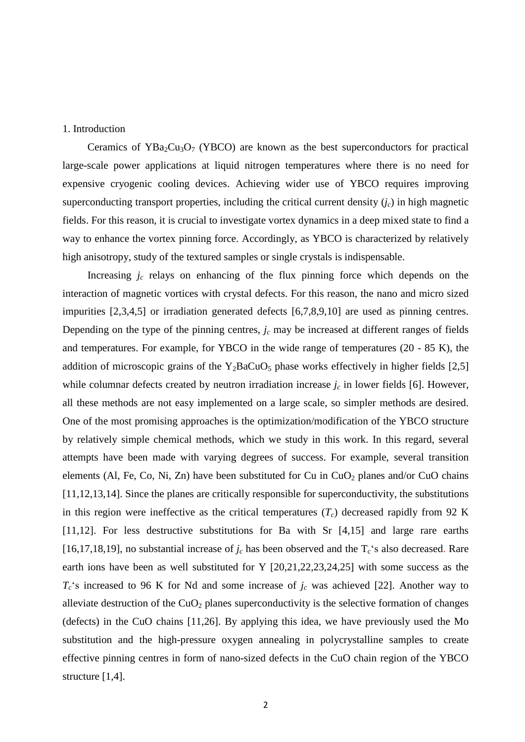## 1. Introduction

Ceramics of $YBa_2Cu_3O_7$ (YBCO) are known as the best superconductors for practical large-scale power applications at liquid nitrogen temperatures where there is no need for expensive cryogenic cooling devices. Achieving wider use of YBCO requires improving superconducting transport properties, including the critical current density ($j_c$) in high magnetic fields. For this reason, it is crucial to investigate vortex dynamics in a deep mixed state to find a way to enhance the vortex pinning force. Accordingly, as YBCO is characterized by relatively high anisotropy, study of the textured samples or single crystals is indispensable.

Increasing $j_c$ relays on enhancing of the flux pinning force which depends on the interaction of magnetic vortices with crystal defects. For this reason, the nano and micro sized impurities [2,3,4,5] or irradiation generated defects [6,7,8,9,10] are used as pinning centres. Depending on the type of the pinning centres, $j_c$ may be increased at different ranges of fields and temperatures. For example, for YBCO in the wide range of temperatures (20 - 85 K), the addition of microscopic grains of the $Y_2BaCuO_5$ phase works effectively in higher fields [2,5] while columnar defects created by neutron irradiation increase $j_c$ in lower fields [6]. However, all these methods are not easy implemented on a large scale, so simpler methods are desired. One of the most promising approaches is the optimization/modification of the YBCO structure by relatively simple chemical methods, which we study in this work. In this regard, several attempts have been made with varying degrees of success. For example, several transition elements (Al, Fe, Co, Ni, Zn) have been substituted for Cu in $CuO_2$ planes and/or CuO chains [11,12,13,14]. Since the planes are critically responsible for superconductivity, the substitutions in this region were ineffective as the critical temperatures ($T_c$) decreased rapidly from 92 K [11,12]. For less destructive substitutions for Ba with Sr [4,15] and large rare earths [16,17,18,19], no substantial increase of $j_c$ has been observed and the $T_c$'s also decreased. Rare earth ions have been as well substituted for Y [20,21,22,23,24,25] with some success as the $T_c$'s increased to 96 K for Nd and some increase of $j_c$ was achieved [22]. Another way to alleviate destruction of the $CuO_2$ planes superconductivity is the selective formation of changes (defects) in the CuO chains [11,26]. By applying this idea, we have previously used the Mo substitution and the high-pressure oxygen annealing in polycrystalline samples to create effective pinning centres in form of nano-sized defects in the CuO chain region of the YBCO structure [1,4].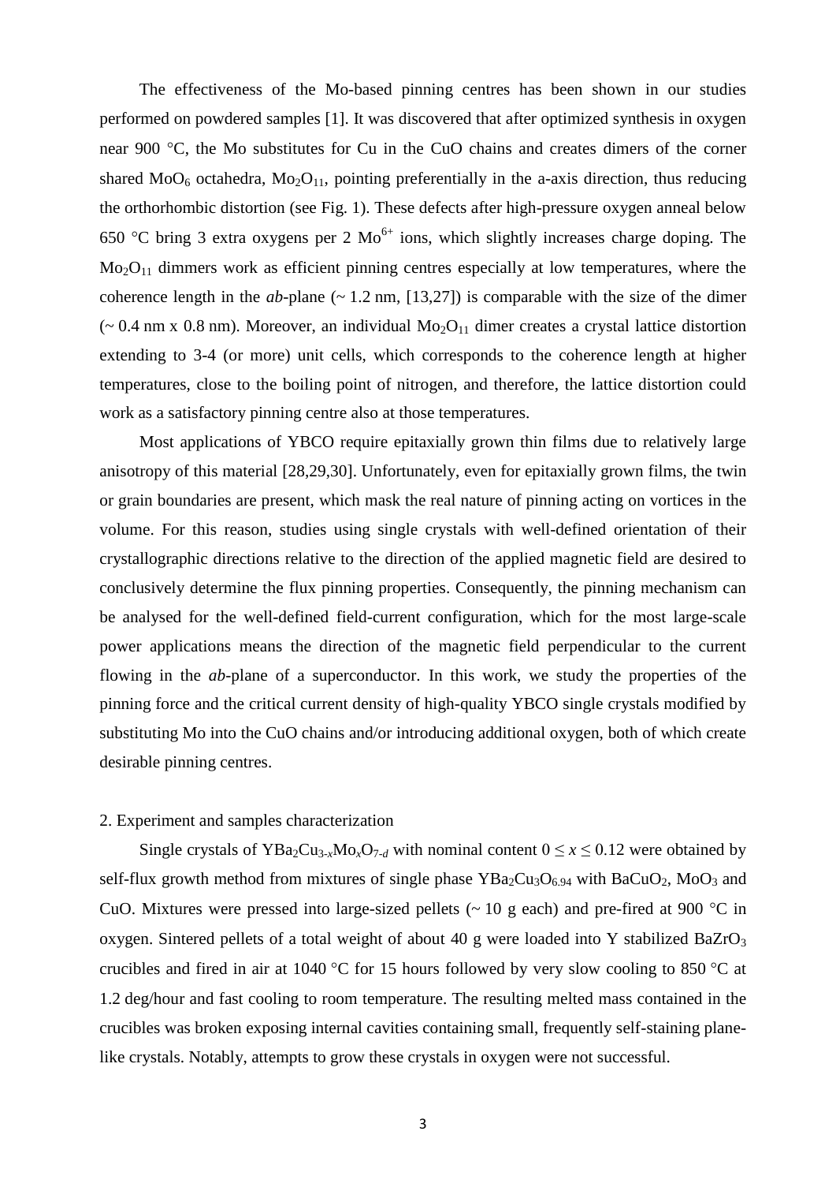The effectiveness of the Mo-based pinning centres has been shown in our studies performed on powdered samples [1]. It was discovered that after optimized synthesis in oxygen near 900 °C, the Mo substitutes for Cu in the CuO chains and creates dimers of the corner shared $MoO_6$ octahedra, $Mo_2O_{11}$, pointing preferentially in the a-axis direction, thus reducing the orthorhombic distortion (see Fig. 1). These defects after high-pressure oxygen anneal below 650 °C bring 3 extra oxygens per 2 $Mo^{6+}$ ions, which slightly increases charge doping. The $Mo_2O_{11}$ dimmers work as efficient pinning centres especially at low temperatures, where the coherence length in the *ab*-plane (~ 1.2 nm, [13,27]) is comparable with the size of the dimer (~ 0.4 nm x 0.8 nm). Moreover, an individual $Mo_2O_{11}$ dimer creates a crystal lattice distortion extending to 3-4 (or more) unit cells, which corresponds to the coherence length at higher temperatures, close to the boiling point of nitrogen, and therefore, the lattice distortion could work as a satisfactory pinning centre also at those temperatures.

Most applications of YBCO require epitaxially grown thin films due to relatively large anisotropy of this material [28,29,30]. Unfortunately, even for epitaxially grown films, the twin or grain boundaries are present, which mask the real nature of pinning acting on vortices in the volume. For this reason, studies using single crystals with well-defined orientation of their crystallographic directions relative to the direction of the applied magnetic field are desired to conclusively determine the flux pinning properties. Consequently, the pinning mechanism can be analysed for the well-defined field-current configuration, which for the most large-scale power applications means the direction of the magnetic field perpendicular to the current flowing in the *ab*-plane of a superconductor. In this work, we study the properties of the pinning force and the critical current density of high-quality YBCO single crystals modified by substituting Mo into the CuO chains and/or introducing additional oxygen, both of which create desirable pinning centres.

## 2. Experiment and samples characterization

Single crystals of $YBa_2Cu_{3-x}Mo_xO_{7-d}$ with nominal content $0 \leq x \leq 0.12$ were obtained by self-flux growth method from mixtures of single phase $YBa_2Cu_3O_{6.94}$ with $BaCuO_2$, $MoO_3$ and CuO. Mixtures were pressed into large-sized pellets (~ 10 g each) and pre-fired at 900 °C in oxygen. Sintered pellets of a total weight of about 40 g were loaded into Y stabilized $BaZrO_3$ crucibles and fired in air at 1040 °C for 15 hours followed by very slow cooling to 850 °C at 1.2 deg/hour and fast cooling to room temperature. The resulting melted mass contained in the crucibles was broken exposing internal cavities containing small, frequently self-staining plane-like crystals. Notably, attempts to grow these crystals in oxygen were not successful.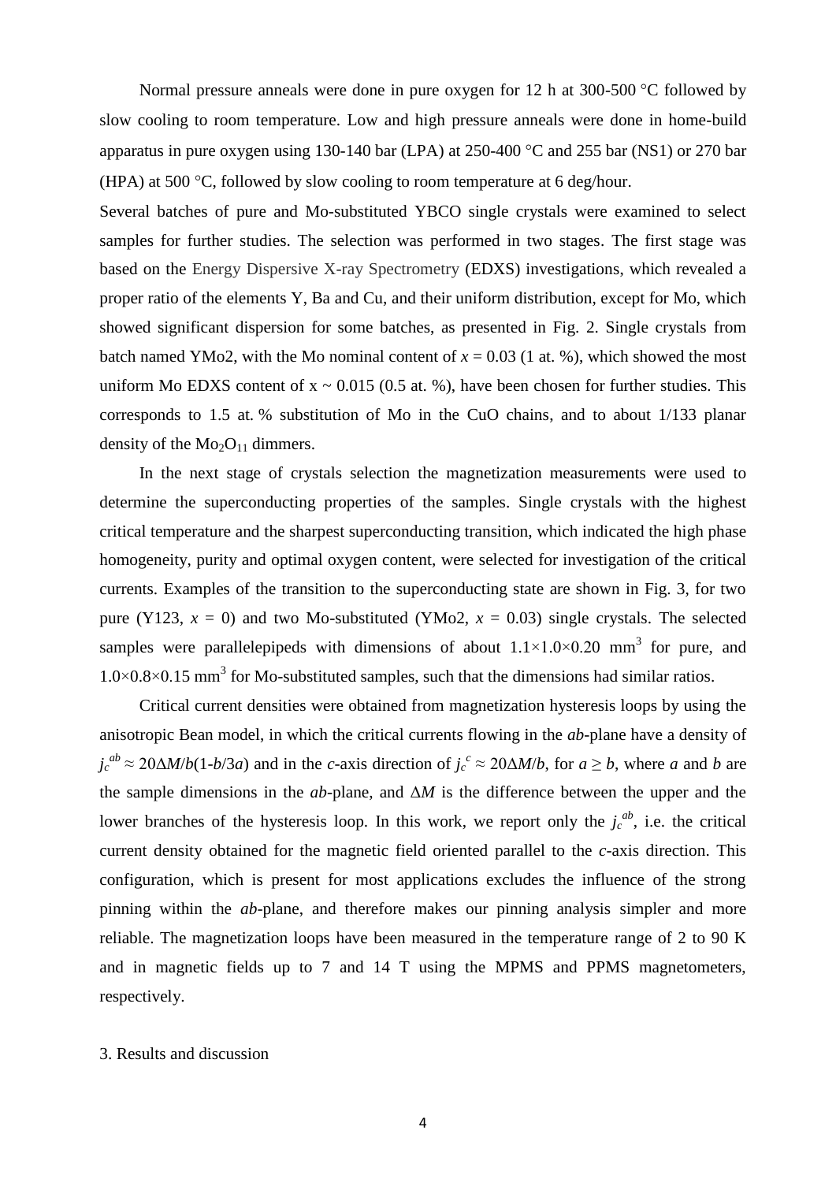Normal pressure anneals were done in pure oxygen for 12 h at 300-500 °C followed by slow cooling to room temperature. Low and high pressure anneals were done in home-build apparatus in pure oxygen using 130-140 bar (LPA) at 250-400 °C and 255 bar (NS1) or 270 bar (HPA) at 500 °C, followed by slow cooling to room temperature at 6 deg/hour.

Several batches of pure and Mo-substituted YBCO single crystals were examined to select samples for further studies. The selection was performed in two stages. The first stage was based on the Energy Dispersive X-ray Spectrometry (EDXS) investigations, which revealed a proper ratio of the elements Y, Ba and Cu, and their uniform distribution, except for Mo, which showed significant dispersion for some batches, as presented in Fig. 2. Single crystals from batch named YMo2, with the Mo nominal content of $x = 0.03$ (1 at. %), which showed the most uniform Mo EDXS content of $x \sim 0.015$ (0.5 at. %), have been chosen for further studies. This corresponds to 1.5 at. % substitution of Mo in the CuO chains, and to about 1/133 planar density of the $Mo_2O_{11}$ dimmers.

In the next stage of crystals selection the magnetization measurements were used to determine the superconducting properties of the samples. Single crystals with the highest critical temperature and the sharpest superconducting transition, which indicated the high phase homogeneity, purity and optimal oxygen content, were selected for investigation of the critical currents. Examples of the transition to the superconducting state are shown in Fig. 3, for two pure (Y123, $x = 0$) and two Mo-substituted (YMo2, $x = 0.03$) single crystals. The selected samples were parallelepipeds with dimensions of about $1.1\times1.0\times0.20$ mm$^3$ for pure, and $1.0\times0.8\times0.15$ mm$^3$ for Mo-substituted samples, such that the dimensions had similar ratios.

Critical current densities were obtained from magnetization hysteresis loops by using the anisotropic Bean model, in which the critical currents flowing in the *ab*-plane have a density of $j_c^{ab} \approx 20\Delta M/b(1\text{-}b/3a)$ and in the *c*-axis direction of $j_c^{c} \approx 20\Delta M/b$, for $a \geq b$, where $a$ and $b$ are the sample dimensions in the *ab*-plane, and $\Delta M$ is the difference between the upper and the lower branches of the hysteresis loop. In this work, we report only the $j_c^{ab}$, i.e. the critical current density obtained for the magnetic field oriented parallel to the *c*-axis direction. This configuration, which is present for most applications excludes the influence of the strong pinning within the *ab*-plane, and therefore makes our pinning analysis simpler and more reliable. The magnetization loops have been measured in the temperature range of 2 to 90 K and in magnetic fields up to 7 and 14 T using the MPMS and PPMS magnetometers, respectively.

## 3. Results and discussion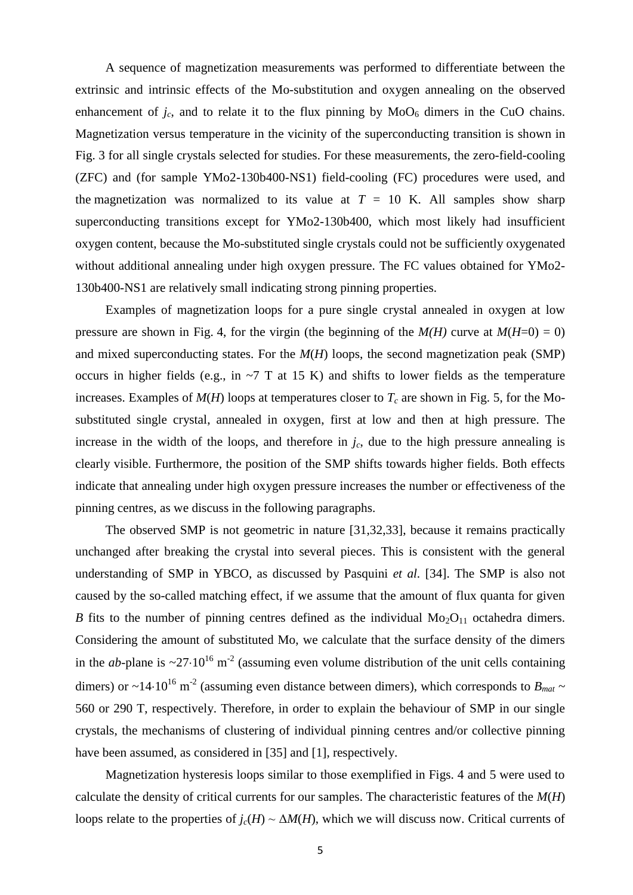A sequence of magnetization measurements was performed to differentiate between the extrinsic and intrinsic effects of the Mo-substitution and oxygen annealing on the observed enhancement of $j_c$, and to relate it to the flux pinning by $MoO_6$ dimers in the CuO chains. Magnetization versus temperature in the vicinity of the superconducting transition is shown in Fig. 3 for all single crystals selected for studies. For these measurements, the zero-field-cooling (ZFC) and (for sample YMo2-130b400-NS1) field-cooling (FC) procedures were used, and the magnetization was normalized to its value at $T$ = 10 K. All samples show sharp superconducting transitions except for YMo2-130b400, which most likely had insufficient oxygen content, because the Mo-substituted single crystals could not be sufficiently oxygenated without additional annealing under high oxygen pressure. The FC values obtained for YMo2-130b400-NS1 are relatively small indicating strong pinning properties.

Examples of magnetization loops for a pure single crystal annealed in oxygen at low pressure are shown in Fig. 4, for the virgin (the beginning of the $M(H)$ curve at $M(H=0) = 0$) and mixed superconducting states. For the $M(H)$ loops, the second magnetization peak (SMP) occurs in higher fields (e.g., in ~7 T at 15 K) and shifts to lower fields as the temperature increases. Examples of $M(H)$ loops at temperatures closer to $T_c$ are shown in Fig. 5, for the Mo-substituted single crystal, annealed in oxygen, first at low and then at high pressure. The increase in the width of the loops, and therefore in $j_c$, due to the high pressure annealing is clearly visible. Furthermore, the position of the SMP shifts towards higher fields. Both effects indicate that annealing under high oxygen pressure increases the number or effectiveness of the pinning centres, as we discuss in the following paragraphs.

The observed SMP is not geometric in nature [31,32,33], because it remains practically unchanged after breaking the crystal into several pieces. This is consistent with the general understanding of SMP in YBCO, as discussed by Pasquini *et al*. [34]. The SMP is also not caused by the so-called matching effect, if we assume that the amount of flux quanta for given $B$ fits to the number of pinning centres defined as the individual $Mo_2O_{11}$ octahedra dimers. Considering the amount of substituted Mo, we calculate that the surface density of the dimers in the *ab*-plane is $\sim 27 \cdot 10^{16}$ m$^{-2}$ (assuming even volume distribution of the unit cells containing dimers) or $\sim 14 \cdot 10^{16}$ m$^{-2}$ (assuming even distance between dimers), which corresponds to $B_{mat} \sim$ 560 or 290 T, respectively. Therefore, in order to explain the behaviour of SMP in our single crystals, the mechanisms of clustering of individual pinning centres and/or collective pinning have been assumed, as considered in [35] and [1], respectively.

Magnetization hysteresis loops similar to those exemplified in Figs. 4 and 5 were used to calculate the density of critical currents for our samples. The characteristic features of the $M(H)$ loops relate to the properties of $j_c(H) \sim \Delta M(H)$, which we will discuss now. Critical currents of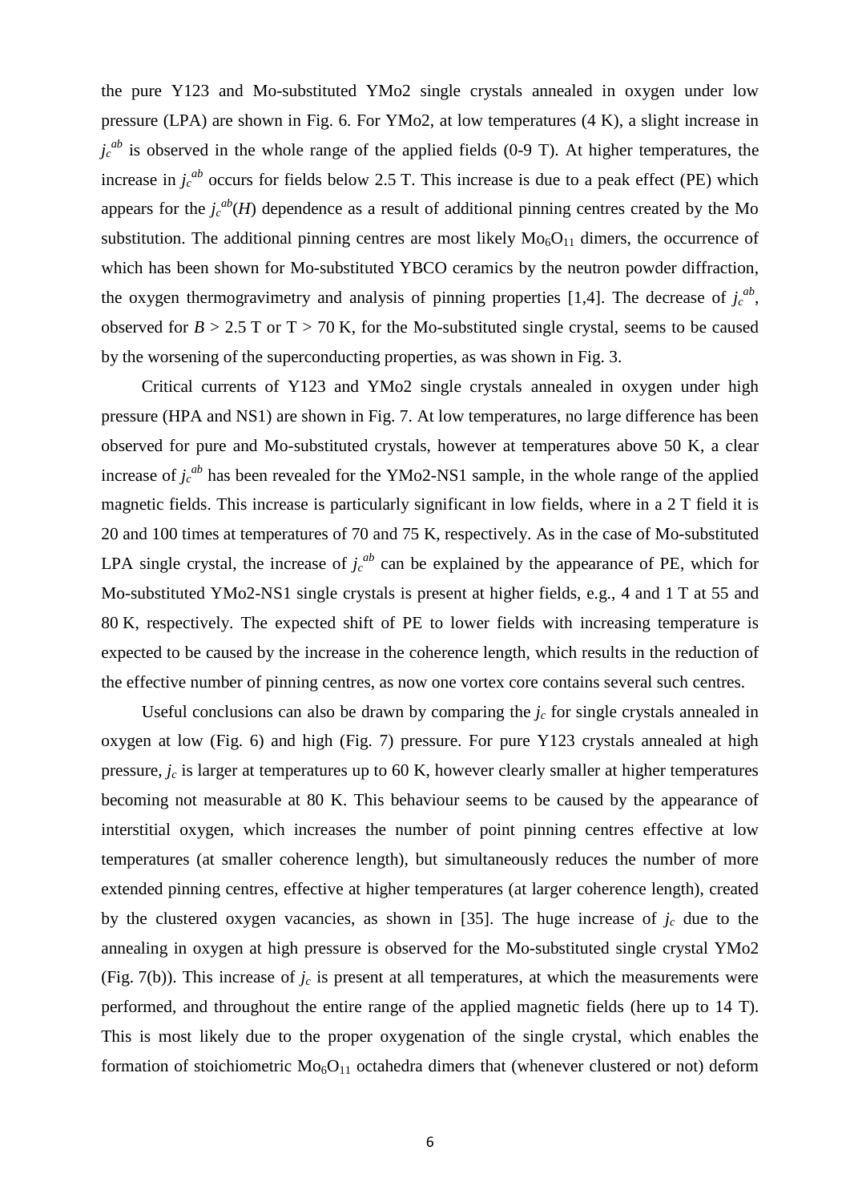the pure Y123 and Mo-substituted YMo2 single crystals annealed in oxygen under low pressure (LPA) are shown in Fig. 6. For YMo2, at low temperatures (4 K), a slight increase in $j_c^{ab}$ is observed in the whole range of the applied fields (0-9 T). At higher temperatures, the increase in $j_c^{ab}$ occurs for fields below 2.5 T. This increase is due to a peak effect (PE) which appears for the $j_c^{ab}(H)$ dependence as a result of additional pinning centres created by the Mo substitution. The additional pinning centres are most likely $Mo_6O_{11}$ dimers, the occurrence of which has been shown for Mo-substituted YBCO ceramics by the neutron powder diffraction, the oxygen thermogravimetry and analysis of pinning properties [1,4]. The decrease of $j_c^{ab}$, observed for $B > 2.5$ T or $T > 70$ K, for the Mo-substituted single crystal, seems to be caused by the worsening of the superconducting properties, as was shown in Fig. 3.

Critical currents of Y123 and YMo2 single crystals annealed in oxygen under high pressure (HPA and NS1) are shown in Fig. 7. At low temperatures, no large difference has been observed for pure and Mo-substituted crystals, however at temperatures above 50 K, a clear increase of $j_c^{ab}$ has been revealed for the YMo2-NS1 sample, in the whole range of the applied magnetic fields. This increase is particularly significant in low fields, where in a 2 T field it is 20 and 100 times at temperatures of 70 and 75 K, respectively. As in the case of Mo-substituted LPA single crystal, the increase of $j_c^{ab}$ can be explained by the appearance of PE, which for Mo-substituted YMo2-NS1 single crystals is present at higher fields, e.g., 4 and 1 T at 55 and 80 K, respectively. The expected shift of PE to lower fields with increasing temperature is expected to be caused by the increase in the coherence length, which results in the reduction of the effective number of pinning centres, as now one vortex core contains several such centres.

Useful conclusions can also be drawn by comparing the $j_c$ for single crystals annealed in oxygen at low (Fig. 6) and high (Fig. 7) pressure. For pure Y123 crystals annealed at high pressure, $j_c$ is larger at temperatures up to 60 K, however clearly smaller at higher temperatures becoming not measurable at 80 K. This behaviour seems to be caused by the appearance of interstitial oxygen, which increases the number of point pinning centres effective at low temperatures (at smaller coherence length), but simultaneously reduces the number of more extended pinning centres, effective at higher temperatures (at larger coherence length), created by the clustered oxygen vacancies, as shown in [35]. The huge increase of $j_c$ due to the annealing in oxygen at high pressure is observed for the Mo-substituted single crystal YMo2 (Fig. 7(b)). This increase of $j_c$ is present at all temperatures, at which the measurements were performed, and throughout the entire range of the applied magnetic fields (here up to 14 T). This is most likely due to the proper oxygenation of the single crystal, which enables the formation of stoichiometric $Mo_6O_{11}$ octahedra dimers that (whenever clustered or not) deform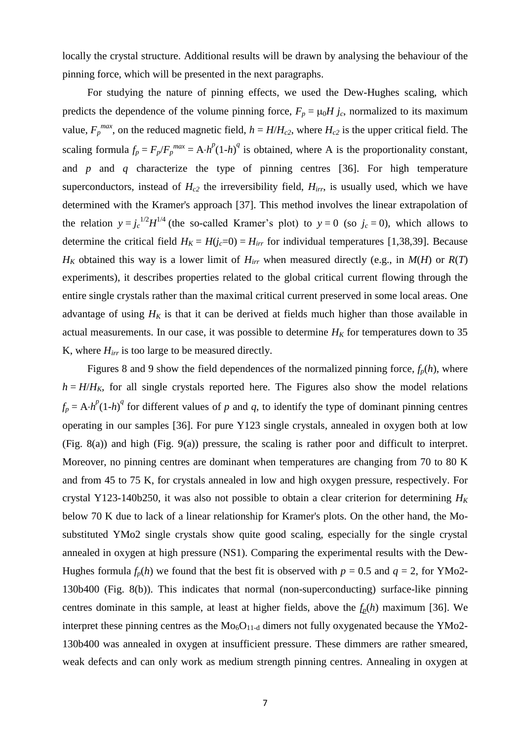locally the crystal structure. Additional results will be drawn by analysing the behaviour of the pinning force, which will be presented in the next paragraphs.

For studying the nature of pinning effects, we used the Dew-Hughes scaling, which predicts the dependence of the volume pinning force, $F_p = \mu_0 H j_c$, normalized to its maximum value, $F_p^{max}$, on the reduced magnetic field, $h = H/H_{c2}$, where $H_{c2}$ is the upper critical field. The scaling formula $f_p = F_p/F_p^{max} = \mathrm{A}\cdot h^p(1\text{-}h)^q$ is obtained, where A is the proportionality constant, and $p$ and $q$ characterize the type of pinning centres [36]. For high temperature superconductors, instead of $H_{c2}$ the irreversibility field, $H_{irr}$, is usually used, which we have determined with the Kramer's approach [37]. This method involves the linear extrapolation of the relation $y = j_c^{1/2}H^{1/4}$ (the so-called Kramer's plot) to $y = 0$ (so $j_c = 0$), which allows to determine the critical field $H_K = H(j_c\text{=}0) = H_{irr}$ for individual temperatures [1,38,39]. Because $H_K$ obtained this way is a lower limit of $H_{irr}$ when measured directly (e.g., in $M(H)$ or $R(T)$ experiments), it describes properties related to the global critical current flowing through the entire single crystals rather than the maximal critical current preserved in some local areas. One advantage of using $H_K$ is that it can be derived at fields much higher than those available in actual measurements. In our case, it was possible to determine $H_K$ for temperatures down to 35 K, where $H_{irr}$ is too large to be measured directly.

Figures 8 and 9 show the field dependences of the normalized pinning force, $f_p(h)$, where $h = H/H_K$, for all single crystals reported here. The Figures also show the model relations $f_p = \mathrm{A}\cdot h^p(1\text{-}h)^q$ for different values of $p$ and $q$, to identify the type of dominant pinning centres operating in our samples [36]. For pure Y123 single crystals, annealed in oxygen both at low (Fig. 8(a)) and high (Fig. 9(a)) pressure, the scaling is rather poor and difficult to interpret. Moreover, no pinning centres are dominant when temperatures are changing from 70 to 80 K and from 45 to 75 K, for crystals annealed in low and high oxygen pressure, respectively. For crystal Y123-140b250, it was also not possible to obtain a clear criterion for determining $H_K$ below 70 K due to lack of a linear relationship for Kramer's plots. On the other hand, the Mo-substituted YMo2 single crystals show quite good scaling, especially for the single crystal annealed in oxygen at high pressure (NS1). Comparing the experimental results with the Dew-Hughes formula $f_p(h)$ we found that the best fit is observed with $p = 0.5$ and $q = 2$, for YMo2-130b400 (Fig. 8(b)). This indicates that normal (non-superconducting) surface-like pinning centres dominate in this sample, at least at higher fields, above the $f_p(h)$ maximum [36]. We interpret these pinning centres as the $Mo_6O_{11\text{-}d}$ dimers not fully oxygenated because the YMo2-130b400 was annealed in oxygen at insufficient pressure. These dimmers are rather smeared, weak defects and can only work as medium strength pinning centres. Annealing in oxygen at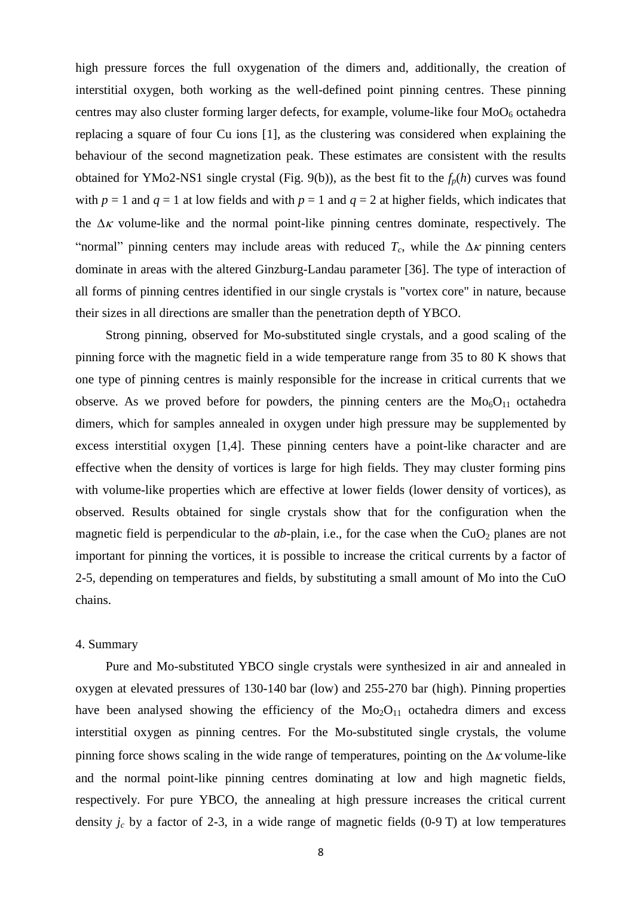high pressure forces the full oxygenation of the dimers and, additionally, the creation of interstitial oxygen, both working as the well-defined point pinning centres. These pinning centres may also cluster forming larger defects, for example, volume-like four $MoO_6$ octahedra replacing a square of four Cu ions [1], as the clustering was considered when explaining the behaviour of the second magnetization peak. These estimates are consistent with the results obtained for YMo2-NS1 single crystal (Fig. 9(b)), as the best fit to the $f_p(h)$ curves was found with $p = 1$ and $q = 1$ at low fields and with $p = 1$ and $q = 2$ at higher fields, which indicates that the $\Delta\kappa$ volume-like and the normal point-like pinning centres dominate, respectively. The "normal" pinning centers may include areas with reduced $T_c$, while the $\Delta\kappa$ pinning centers dominate in areas with the altered Ginzburg-Landau parameter [36]. The type of interaction of all forms of pinning centres identified in our single crystals is "vortex core" in nature, because their sizes in all directions are smaller than the penetration depth of YBCO.

Strong pinning, observed for Mo-substituted single crystals, and a good scaling of the pinning force with the magnetic field in a wide temperature range from 35 to 80 K shows that one type of pinning centres is mainly responsible for the increase in critical currents that we observe. As we proved before for powders, the pinning centers are the $Mo_6O_{11}$ octahedra dimers, which for samples annealed in oxygen under high pressure may be supplemented by excess interstitial oxygen [1,4]. These pinning centers have a point-like character and are effective when the density of vortices is large for high fields. They may cluster forming pins with volume-like properties which are effective at lower fields (lower density of vortices), as observed. Results obtained for single crystals show that for the configuration when the magnetic field is perpendicular to the *ab*-plain, i.e., for the case when the $CuO_2$ planes are not important for pinning the vortices, it is possible to increase the critical currents by a factor of 2-5, depending on temperatures and fields, by substituting a small amount of Mo into the CuO chains.

## 4. Summary

Pure and Mo-substituted YBCO single crystals were synthesized in air and annealed in oxygen at elevated pressures of 130-140 bar (low) and 255-270 bar (high). Pinning properties have been analysed showing the efficiency of the $Mo_2O_{11}$ octahedra dimers and excess interstitial oxygen as pinning centres. For the Mo-substituted single crystals, the volume pinning force shows scaling in the wide range of temperatures, pointing on the $\Delta\kappa$ volume-like and the normal point-like pinning centres dominating at low and high magnetic fields, respectively. For pure YBCO, the annealing at high pressure increases the critical current density $j_c$ by a factor of 2-3, in a wide range of magnetic fields (0-9 T) at low temperatures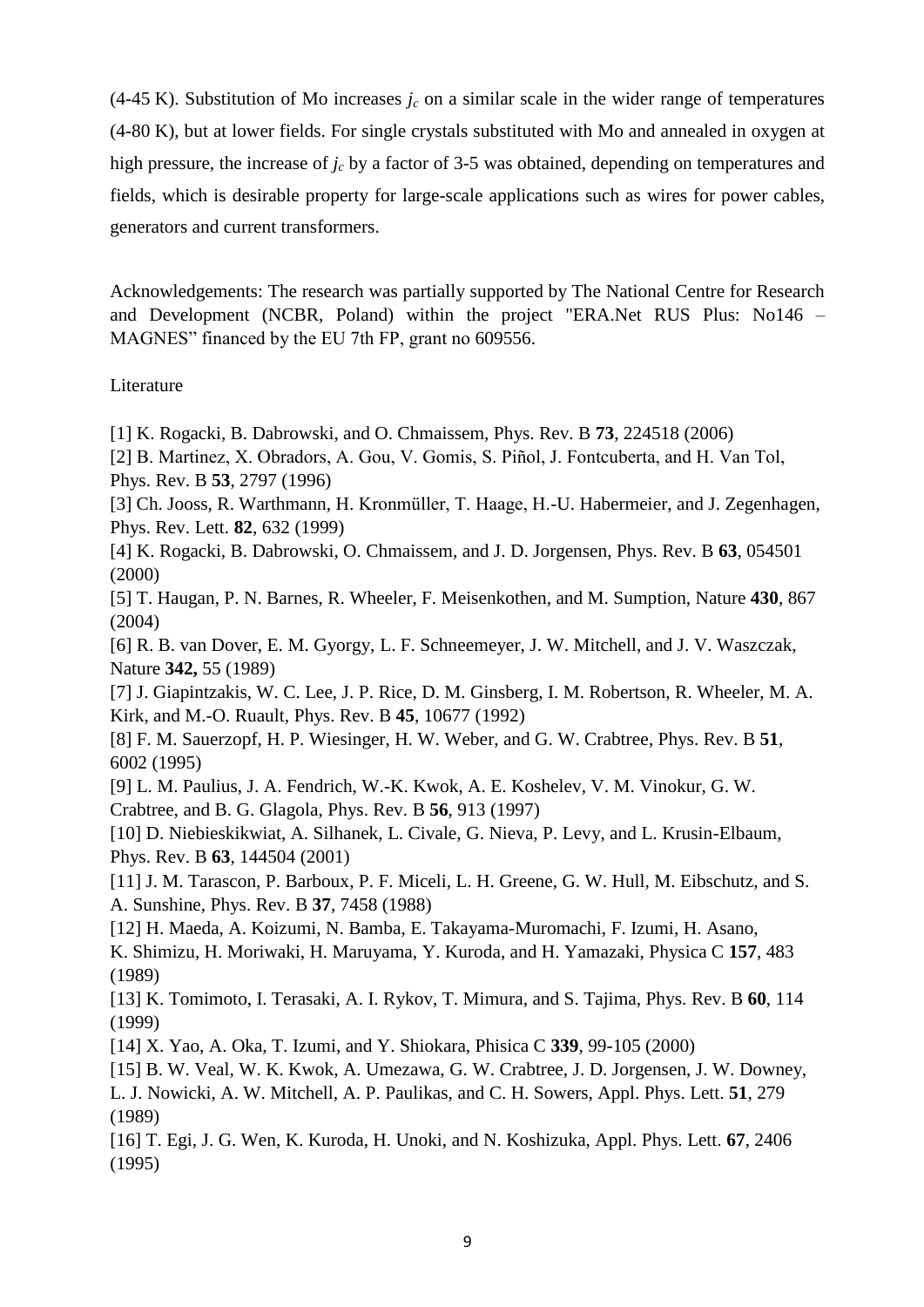(4-45 K). Substitution of Mo increases $j_c$ on a similar scale in the wider range of temperatures (4-80 K), but at lower fields. For single crystals substituted with Mo and annealed in oxygen at high pressure, the increase of $j_c$ by a factor of 3-5 was obtained, depending on temperatures and fields, which is desirable property for large-scale applications such as wires for power cables, generators and current transformers.

Acknowledgements: The research was partially supported by The National Centre for Research and Development (NCBR, Poland) within the project "ERA.Net RUS Plus: No146 – MAGNES" financed by the EU 7th FP, grant no 609556.

Literature

[1] K. Rogacki, B. Dabrowski, and O. Chmaissem, Phys. Rev. B **73**, 224518 (2006)

[2] B. Martinez, X. Obradors, A. Gou, V. Gomis, S. Piñol, J. Fontcuberta, and H. Van Tol, Phys. Rev. B **53**, 2797 (1996)

[3] Ch. Jooss, R. Warthmann, H. Kronmüller, T. Haage, H.-U. Habermeier, and J. Zegenhagen, Phys. Rev. Lett. **82**, 632 (1999)

[4] K. Rogacki, B. Dabrowski, O. Chmaissem, and J. D. Jorgensen, Phys. Rev. B **63**, 054501 (2000)

[5] T. Haugan, P. N. Barnes, R. Wheeler, F. Meisenkothen, and M. Sumption, Nature **430**, 867 (2004)

[6] R. B. van Dover, E. M. Gyorgy, L. F. Schneemeyer, J. W. Mitchell, and J. V. Waszczak, Nature **342,** 55 (1989)

[7] J. Giapintzakis, W. C. Lee, J. P. Rice, D. M. Ginsberg, I. M. Robertson, R. Wheeler, M. A. Kirk, and M.-O. Ruault, Phys. Rev. B **45**, 10677 (1992)

[8] F. M. Sauerzopf, H. P. Wiesinger, H. W. Weber, and G. W. Crabtree, Phys. Rev. B **51**, 6002 (1995)

[9] L. M. Paulius, J. A. Fendrich, W.-K. Kwok, A. E. Koshelev, V. M. Vinokur, G. W. Crabtree, and B. G. Glagola, Phys. Rev. B **56**, 913 (1997)

[10] D. Niebieskikwiat, A. Silhanek, L. Civale, G. Nieva, P. Levy, and L. Krusin-Elbaum, Phys. Rev. B **63**, 144504 (2001)

[11] J. M. Tarascon, P. Barboux, P. F. Miceli, L. H. Greene, G. W. Hull, M. Eibschutz, and S. A. Sunshine, Phys. Rev. B **37**, 7458 (1988)

[12] H. Maeda, A. Koizumi, N. Bamba, E. Takayama-Muromachi, F. Izumi, H. Asano, K. Shimizu, H. Moriwaki, H. Maruyama, Y. Kuroda, and H. Yamazaki, Physica C **157**, 483 (1989)

[13] K. Tomimoto, I. Terasaki, A. I. Rykov, T. Mimura, and S. Tajima, Phys. Rev. B **60**, 114 (1999)

[14] X. Yao, A. Oka, T. Izumi, and Y. Shiokara, Phisica C **339**, 99-105 (2000)

[15] B. W. Veal, W. K. Kwok, A. Umezawa, G. W. Crabtree, J. D. Jorgensen, J. W. Downey, L. J. Nowicki, A. W. Mitchell, A. P. Paulikas, and C. H. Sowers, Appl. Phys. Lett. **51**, 279 (1989)

[16] T. Egi, J. G. Wen, K. Kuroda, H. Unoki, and N. Koshizuka, Appl. Phys. Lett. **67**, 2406 (1995)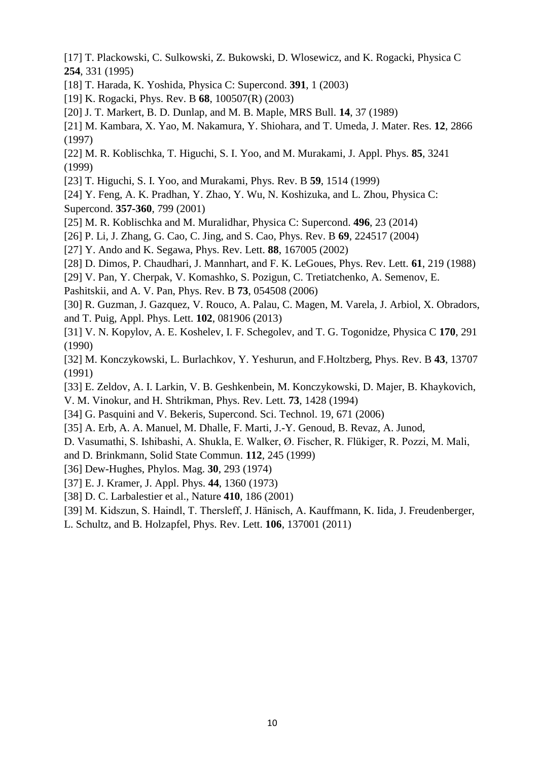[17] T. Plackowski, C. Sulkowski, Z. Bukowski, D. Wlosewicz, and K. Rogacki, Physica C **254**, 331 (1995)

[18] T. Harada, K. Yoshida, Physica C: Supercond. **391**, 1 (2003)

[19] K. Rogacki, Phys. Rev. B **68**, 100507(R) (2003)

[20] J. T. Markert, B. D. Dunlap, and M. B. Maple, MRS Bull. **14**, 37 (1989)

[21] M. Kambara, X. Yao, M. Nakamura, Y. Shiohara, and T. Umeda, J. Mater. Res. **12**, 2866 (1997)

[22] M. R. Koblischka, T. Higuchi, S. I. Yoo, and M. Murakami, J. Appl. Phys. **85**, 3241 (1999)

[23] T. Higuchi, S. I. Yoo, and Murakami, Phys. Rev. B **59**, 1514 (1999)

[24] Y. Feng, A. K. Pradhan, Y. Zhao, Y. Wu, N. Koshizuka, and L. Zhou, Physica C: Supercond. **357-360**, 799 (2001)

[25] M. R. Koblischka and M. Muralidhar, Physica C: Supercond. **496**, 23 (2014)

[26] P. Li, J. Zhang, G. Cao, C. Jing, and S. Cao, Phys. Rev. B **69**, 224517 (2004)

[27] Y. Ando and K. Segawa, Phys. Rev. Lett. **88**, 167005 (2002)

[28] D. Dimos, P. Chaudhari, J. Mannhart, and F. K. LeGoues, Phys. Rev. Lett. **61**, 219 (1988)

[29] V. Pan, Y. Cherpak, V. Komashko, S. Pozigun, C. Tretiatchenko, A. Semenov, E. Pashitskii, and A. V. Pan, Phys. Rev. B **73**, 054508 (2006)

[30] R. Guzman, J. Gazquez, V. Rouco, A. Palau, C. Magen, M. Varela, J. Arbiol, X. Obradors, and T. Puig, Appl. Phys. Lett. **102**, 081906 (2013)

[31] V. N. Kopylov, A. E. Koshelev, I. F. Schegolev, and T. G. Togonidze, Physica C **170**, 291 (1990)

[32] M. Konczykowski, L. Burlachkov, Y. Yeshurun, and F.Holtzberg, Phys. Rev. B **43**, 13707 (1991)

[33] E. Zeldov, A. I. Larkin, V. B. Geshkenbein, M. Konczykowski, D. Majer, B. Khaykovich, V. M. Vinokur, and H. Shtrikman, Phys. Rev. Lett. **73**, 1428 (1994)

[34] G. Pasquini and V. Bekeris, Supercond. Sci. Technol. 19, 671 (2006)

[35] A. Erb, A. A. Manuel, M. Dhalle, F. Marti, J.-Y. Genoud, B. Revaz, A. Junod, D. Vasumathi, S. Ishibashi, A. Shukla, E. Walker, Ø. Fischer, R. Flükiger, R. Pozzi, M. Mali, and D. Brinkmann, Solid State Commun. **112**, 245 (1999)

[36] Dew-Hughes, Phylos. Mag. **30**, 293 (1974)

[37] E. J. Kramer, J. Appl. Phys. **44**, 1360 (1973)

[38] D. C. Larbalestier et al., Nature **410**, 186 (2001)

[39] M. Kidszun, S. Haindl, T. Thersleff, J. Hänisch, A. Kauffmann, K. Iida, J. Freudenberger, L. Schultz, and B. Holzapfel, Phys. Rev. Lett. **106**, 137001 (2011)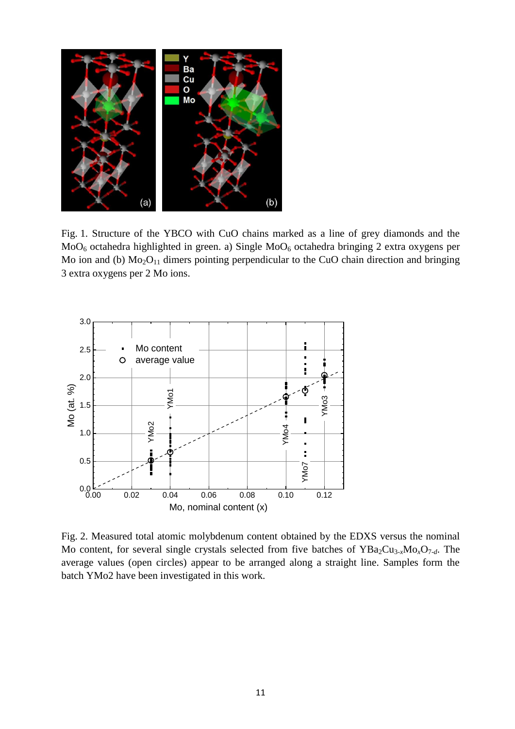Fig. 1. Structure of the YBCO with CuO chains marked as a line of grey diamonds and the $MoO_6$ octahedra highlighted in green. a) Single $MoO_6$ octahedra bringing 2 extra oxygens per Mo ion and (b) $Mo_2O_{11}$ dimers pointing perpendicular to the CuO chain direction and bringing 3 extra oxygens per 2 Mo ions.

Fig. 2. Measured total atomic molybdenum content obtained by the EDXS versus the nominal Mo content, for several single crystals selected from five batches of $YBa_2Cu_{3-x}Mo_xO_{7-d}$. The average values (open circles) appear to be arranged along a straight line. Samples form the batch YMo2 have been investigated in this work.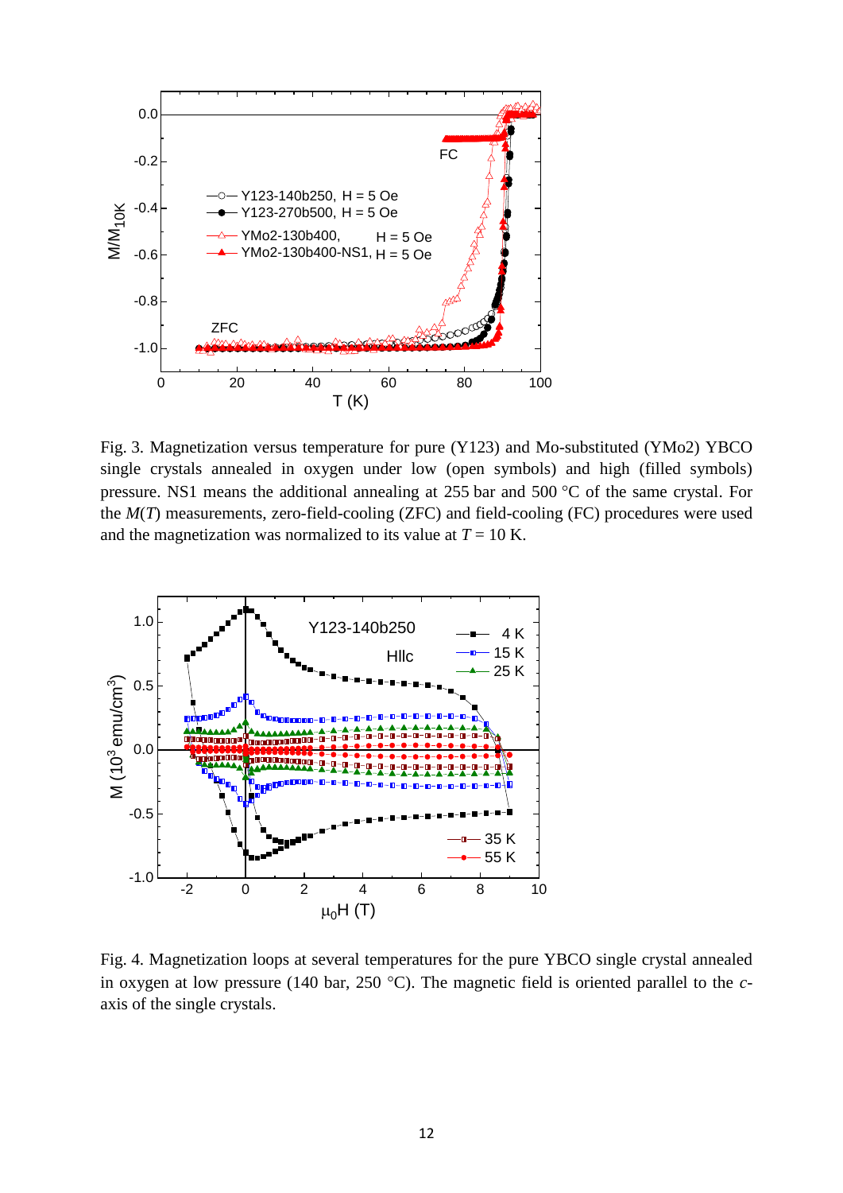Fig. 3. Magnetization versus temperature for pure (Y123) and Mo-substituted (YMo2) YBCO single crystals annealed in oxygen under low (open symbols) and high (filled symbols) pressure. NS1 means the additional annealing at 255 bar and 500 °C of the same crystal. For the $M(T)$ measurements, zero-field-cooling (ZFC) and field-cooling (FC) procedures were used and the magnetization was normalized to its value at $T = 10$ K.

Fig. 4. Magnetization loops at several temperatures for the pure YBCO single crystal annealed in oxygen at low pressure (140 bar, 250 °C). The magnetic field is oriented parallel to the $c$-axis of the single crystals.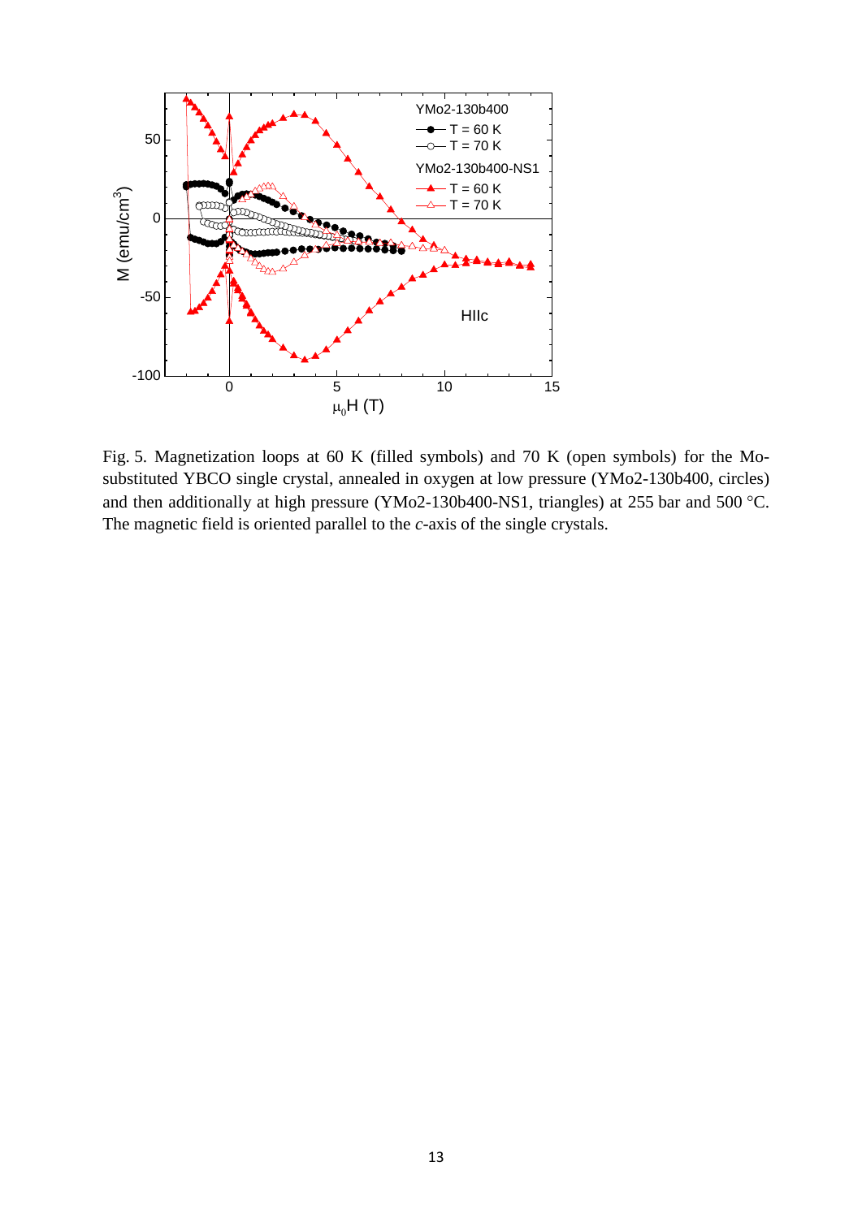Fig. 5. Magnetization loops at 60 K (filled symbols) and 70 K (open symbols) for the Mo-substituted YBCO single crystal, annealed in oxygen at low pressure (YMo2-130b400, circles) and then additionally at high pressure (YMo2-130b400-NS1, triangles) at 255 bar and 500 °C. The magnetic field is oriented parallel to the *c*-axis of the single crystals.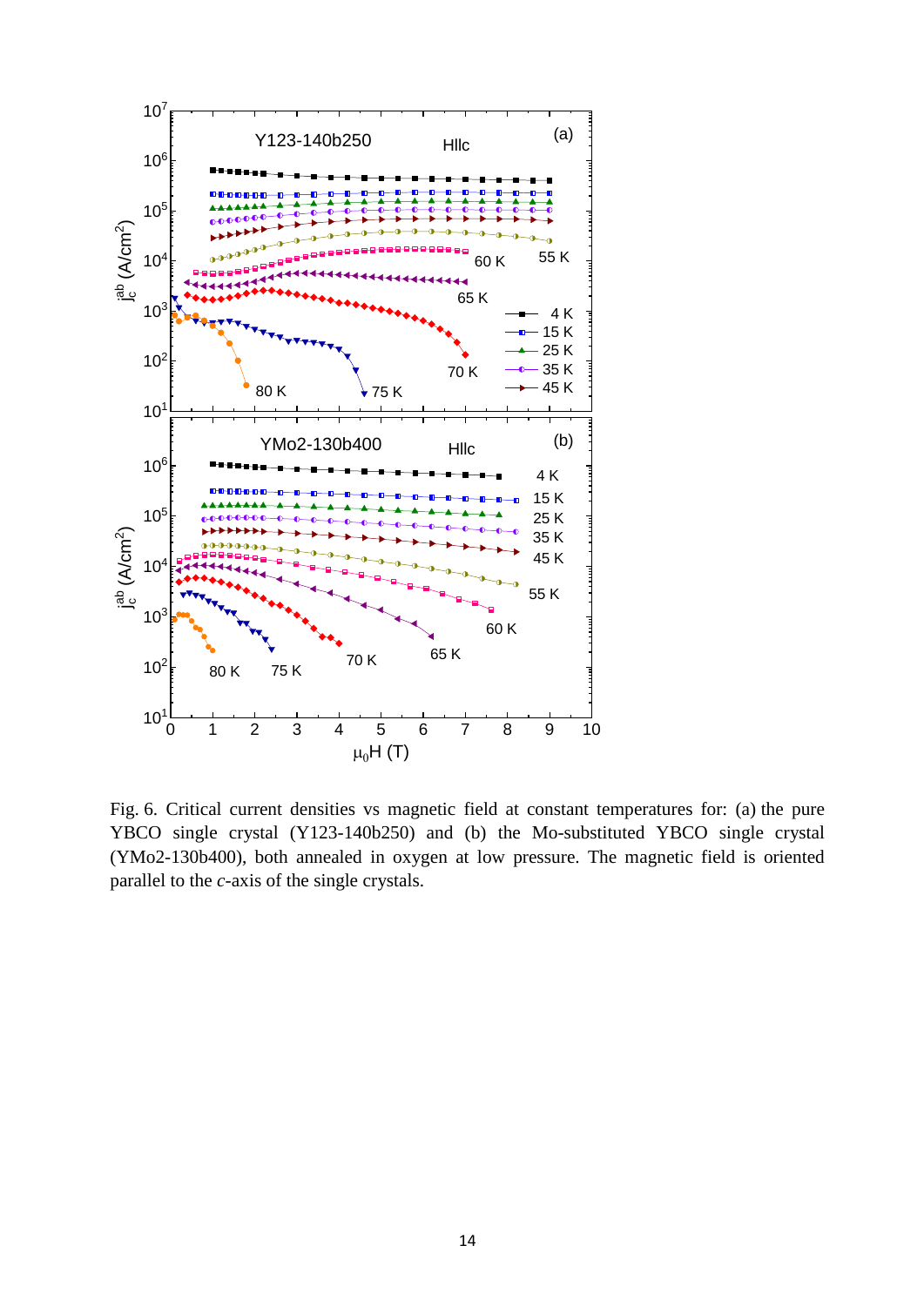Fig. 6. Critical current densities vs magnetic field at constant temperatures for: (a) the pure YBCO single crystal (Y123-140b250) and (b) the Mo-substituted YBCO single crystal (YMo2-130b400), both annealed in oxygen at low pressure. The magnetic field is oriented parallel to the *c*-axis of the single crystals.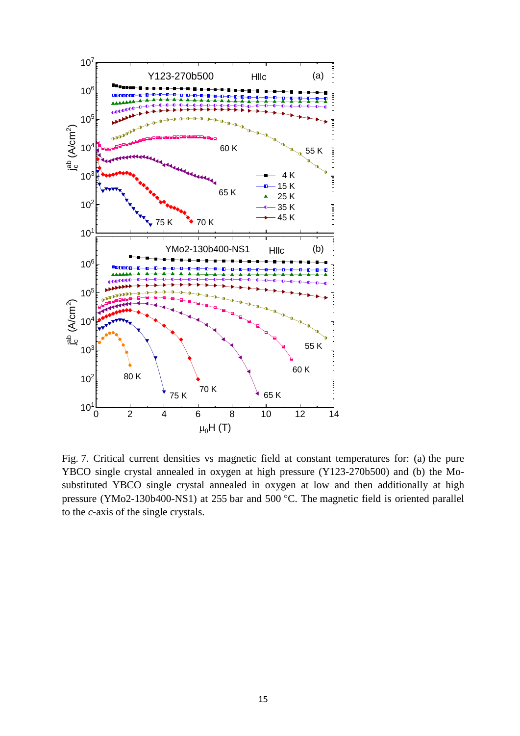Fig. 7. Critical current densities vs magnetic field at constant temperatures for: (a) the pure YBCO single crystal annealed in oxygen at high pressure (Y123-270b500) and (b) the Mo-substituted YBCO single crystal annealed in oxygen at low and then additionally at high pressure (YMo2-130b400-NS1) at 255 bar and 500 °C. The magnetic field is oriented parallel to the *c*-axis of the single crystals.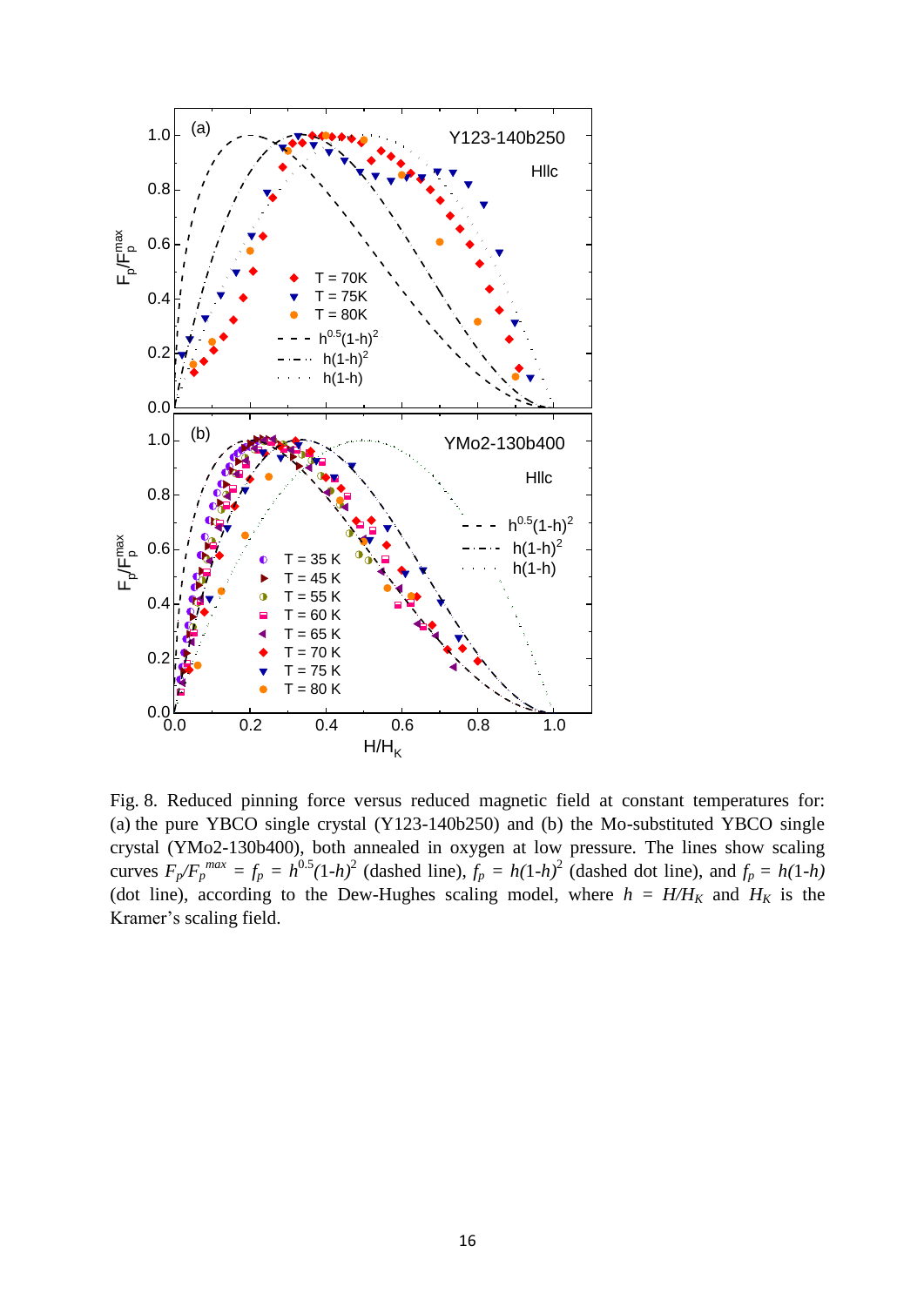Fig. 8. Reduced pinning force versus reduced magnetic field at constant temperatures for: (a) the pure YBCO single crystal (Y123-140b250) and (b) the Mo-substituted YBCO single crystal (YMo2-130b400), both annealed in oxygen at low pressure. The lines show scaling curves $F_p/F_p^{max} = f_p = h^{0.5}(1-h)^2$ (dashed line), $f_p = h(1-h)^2$ (dashed dot line), and $f_p = h(1-h)$ (dot line), according to the Dew-Hughes scaling model, where $h = H/H_K$ and $H_K$ is the Kramer's scaling field.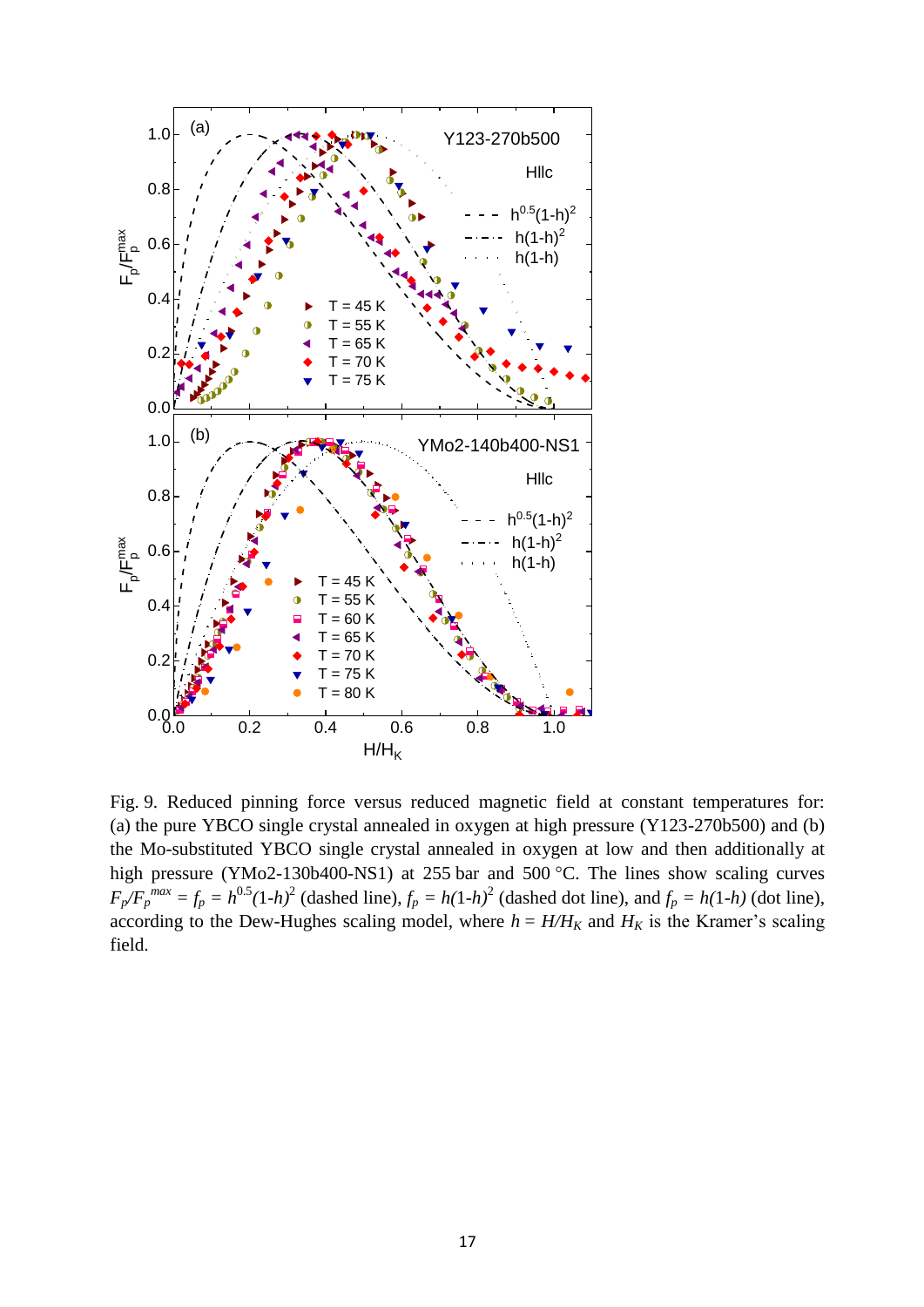(a)

Y123-270b500

Hllc

$h^{0.5}(1-h)^2$

$h(1-h)^2$

$h(1-h)$

T = 45 K

T = 55 K

T = 65 K

T = 70 K

T = 75 K

$F_p/F_p^{max}$

0.0

0.2

0.4

0.6

0.8

1.0

(b)

YMo2-140b400-NS1

Hllc

$h^{0.5}(1-h)^2$

$h(1-h)^2$

$h(1-h)$

T = 45 K

T = 55 K

T = 60 K

T = 65 K

T = 70 K

T = 75 K

T = 80 K

$F_p/F_p^{max}$

0.0

0.2

0.4

0.6

0.8

1.0

0.0

0.2

0.4

0.6

0.8

1.0

$H/H_K$

Fig. 9. Reduced pinning force versus reduced magnetic field at constant temperatures for: (a) the pure YBCO single crystal annealed in oxygen at high pressure (Y123-270b500) and (b) the Mo-substituted YBCO single crystal annealed in oxygen at low and then additionally at high pressure (YMo2-130b400-NS1) at 255 bar and 500 °C. The lines show scaling curves $F_p/F_p^{max} = f_p = h^{0.5}(1-h)^2$ (dashed line), $f_p = h(1-h)^2$ (dashed dot line), and $f_p = h(1-h)$ (dot line), according to the Dew-Hughes scaling model, where $h = H/H_K$ and $H_K$ is the Kramer's scaling field.